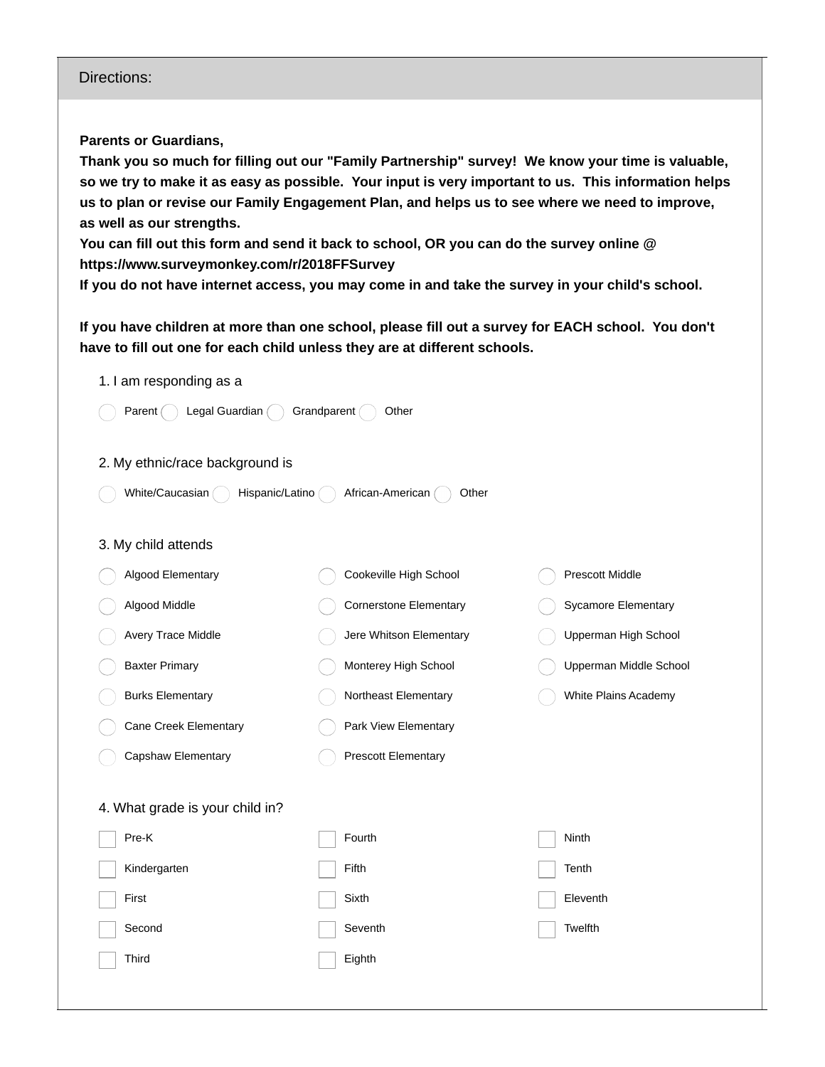## Directions:

**Parents or Guardians,**
**Thank you so much for filling out our "Family Partnership" survey! We know your time is valuable, so we try to make it as easy as possible. Your input is very important to us. This information helps us to plan or revise our Family Engagement Plan, and helps us to see where we need to improve, as well as our strengths.**
**You can fill out this form and send it back to school, OR you can do the survey online @ https://www.surveymonkey.com/r/2018FFSurvey**
**If you do not have internet access, you may come in and take the survey in your child's school.**

**If you have children at more than one school, please fill out a survey for EACH school. You don't have to fill out one for each child unless they are at different schools.**

1. I am responding as a

- ◯ Parent
- ◯ Legal Guardian
- ◯ Grandparent
- ◯ Other

2. My ethnic/race background is

- ◯ White/Caucasian
- ◯ Hispanic/Latino
- ◯ African-American
- ◯ Other

3. My child attends

- ◯ Algood Elementary
- ◯ Algood Middle
- ◯ Avery Trace Middle
- ◯ Baxter Primary
- ◯ Burks Elementary
- ◯ Cane Creek Elementary
- ◯ Capshaw Elementary
- ◯ Cookeville High School
- ◯ Cornerstone Elementary
- ◯ Jere Whitson Elementary
- ◯ Monterey High School
- ◯ Northeast Elementary
- ◯ Park View Elementary
- ◯ Prescott Elementary
- ◯ Prescott Middle
- ◯ Sycamore Elementary
- ◯ Upperman High School
- ◯ Upperman Middle School
- ◯ White Plains Academy

4. What grade is your child in?

- ☐ Pre-K
- ☐ Kindergarten
- ☐ First
- ☐ Second
- ☐ Third
- ☐ Fourth
- ☐ Fifth
- ☐ Sixth
- ☐ Seventh
- ☐ Eighth
- ☐ Ninth
- ☐ Tenth
- ☐ Eleventh
- ☐ Twelfth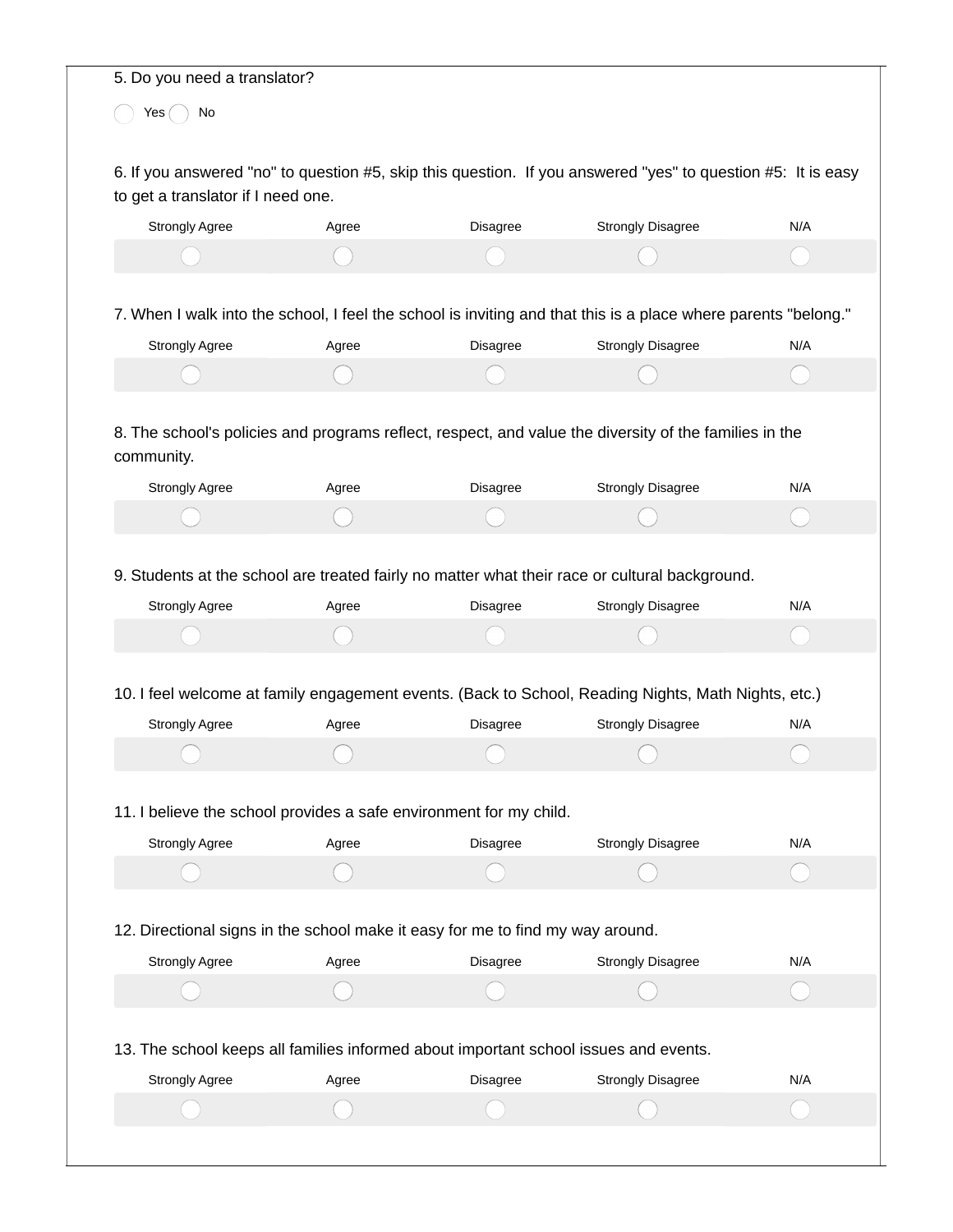5. Do you need a translator?

( ) Yes ( ) No

6. If you answered "no" to question #5, skip this question. If you answered "yes" to question #5: It is easy to get a translator if I need one.

| Strongly Agree | Agree | Disagree | Strongly Disagree | N/A |
| --- | --- | --- | --- | --- |
| ( ) | ( ) | ( ) | ( ) | ( ) |

7. When I walk into the school, I feel the school is inviting and that this is a place where parents "belong."

| Strongly Agree | Agree | Disagree | Strongly Disagree | N/A |
| --- | --- | --- | --- | --- |
| ( ) | ( ) | ( ) | ( ) | ( ) |

8. The school's policies and programs reflect, respect, and value the diversity of the families in the community.

| Strongly Agree | Agree | Disagree | Strongly Disagree | N/A |
| --- | --- | --- | --- | --- |
| ( ) | ( ) | ( ) | ( ) | ( ) |

9. Students at the school are treated fairly no matter what their race or cultural background.

| Strongly Agree | Agree | Disagree | Strongly Disagree | N/A |
| --- | --- | --- | --- | --- |
| ( ) | ( ) | ( ) | ( ) | ( ) |

10. I feel welcome at family engagement events. (Back to School, Reading Nights, Math Nights, etc.)

| Strongly Agree | Agree | Disagree | Strongly Disagree | N/A |
| --- | --- | --- | --- | --- |
| ( ) | ( ) | ( ) | ( ) | ( ) |

11. I believe the school provides a safe environment for my child.

| Strongly Agree | Agree | Disagree | Strongly Disagree | N/A |
| --- | --- | --- | --- | --- |
| ( ) | ( ) | ( ) | ( ) | ( ) |

12. Directional signs in the school make it easy for me to find my way around.

| Strongly Agree | Agree | Disagree | Strongly Disagree | N/A |
| --- | --- | --- | --- | --- |
| ( ) | ( ) | ( ) | ( ) | ( ) |

13. The school keeps all families informed about important school issues and events.

| Strongly Agree | Agree | Disagree | Strongly Disagree | N/A |
| --- | --- | --- | --- | --- |
| ( ) | ( ) | ( ) | ( ) | ( ) |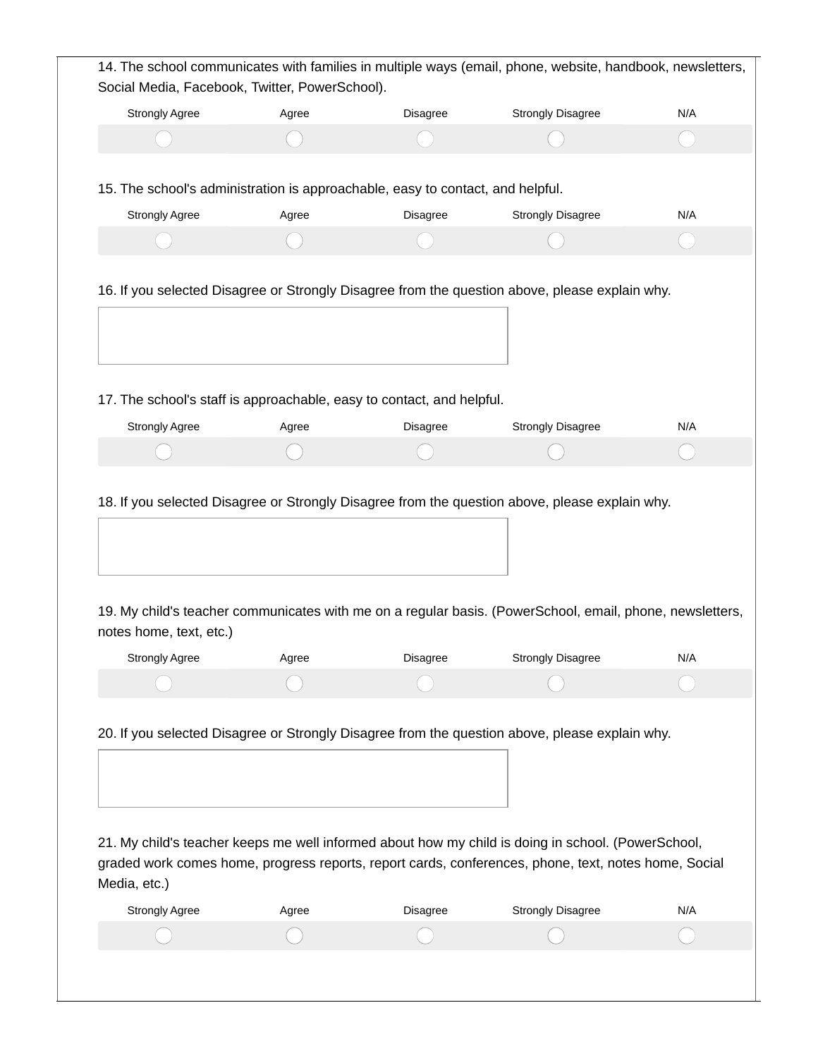14. The school communicates with families in multiple ways (email, phone, website, handbook, newsletters, Social Media, Facebook, Twitter, PowerSchool).

| Strongly Agree | Agree | Disagree | Strongly Disagree | N/A |
|---|---|---|---|---|
| ○ | ○ | ○ | ○ | ○ |

15. The school's administration is approachable, easy to contact, and helpful.

| Strongly Agree | Agree | Disagree | Strongly Disagree | N/A |
|---|---|---|---|---|
| ○ | ○ | ○ | ○ | ○ |

16. If you selected Disagree or Strongly Disagree from the question above, please explain why.

17. The school's staff is approachable, easy to contact, and helpful.

| Strongly Agree | Agree | Disagree | Strongly Disagree | N/A |
|---|---|---|---|---|
| ○ | ○ | ○ | ○ | ○ |

18. If you selected Disagree or Strongly Disagree from the question above, please explain why.

19. My child's teacher communicates with me on a regular basis. (PowerSchool, email, phone, newsletters, notes home, text, etc.)

| Strongly Agree | Agree | Disagree | Strongly Disagree | N/A |
|---|---|---|---|---|
| ○ | ○ | ○ | ○ | ○ |

20. If you selected Disagree or Strongly Disagree from the question above, please explain why.

21. My child's teacher keeps me well informed about how my child is doing in school. (PowerSchool, graded work comes home, progress reports, report cards, conferences, phone, text, notes home, Social Media, etc.)

| Strongly Agree | Agree | Disagree | Strongly Disagree | N/A |
|---|---|---|---|---|
| ○ | ○ | ○ | ○ | ○ |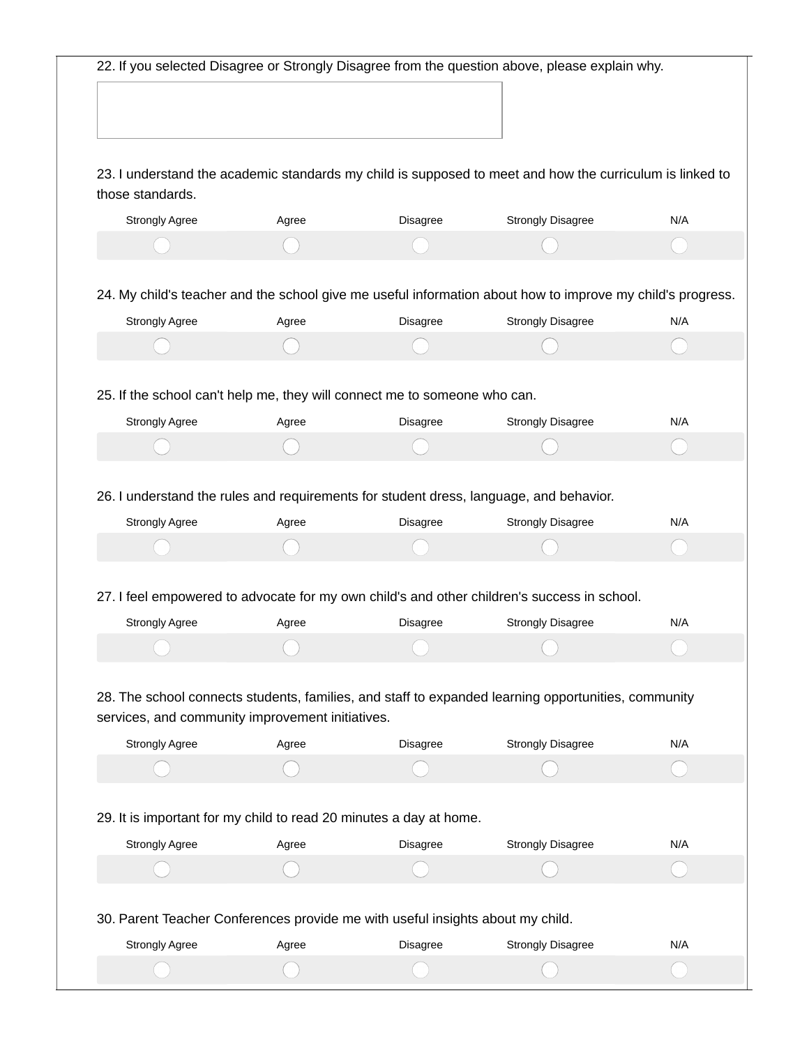22. If you selected Disagree or Strongly Disagree from the question above, please explain why.

23. I understand the academic standards my child is supposed to meet and how the curriculum is linked to those standards.

| Strongly Agree | Agree | Disagree | Strongly Disagree | N/A |
|---|---|---|---|---|
| ○ | ○ | ○ | ○ | ○ |

24. My child's teacher and the school give me useful information about how to improve my child's progress.

| Strongly Agree | Agree | Disagree | Strongly Disagree | N/A |
|---|---|---|---|---|
| ○ | ○ | ○ | ○ | ○ |

25. If the school can't help me, they will connect me to someone who can.

| Strongly Agree | Agree | Disagree | Strongly Disagree | N/A |
|---|---|---|---|---|
| ○ | ○ | ○ | ○ | ○ |

26. I understand the rules and requirements for student dress, language, and behavior.

| Strongly Agree | Agree | Disagree | Strongly Disagree | N/A |
|---|---|---|---|---|
| ○ | ○ | ○ | ○ | ○ |

27. I feel empowered to advocate for my own child's and other children's success in school.

| Strongly Agree | Agree | Disagree | Strongly Disagree | N/A |
|---|---|---|---|---|
| ○ | ○ | ○ | ○ | ○ |

28. The school connects students, families, and staff to expanded learning opportunities, community services, and community improvement initiatives.

| Strongly Agree | Agree | Disagree | Strongly Disagree | N/A |
|---|---|---|---|---|
| ○ | ○ | ○ | ○ | ○ |

29. It is important for my child to read 20 minutes a day at home.

| Strongly Agree | Agree | Disagree | Strongly Disagree | N/A |
|---|---|---|---|---|
| ○ | ○ | ○ | ○ | ○ |

30. Parent Teacher Conferences provide me with useful insights about my child.

| Strongly Agree | Agree | Disagree | Strongly Disagree | N/A |
|---|---|---|---|---|
| ○ | ○ | ○ | ○ | ○ |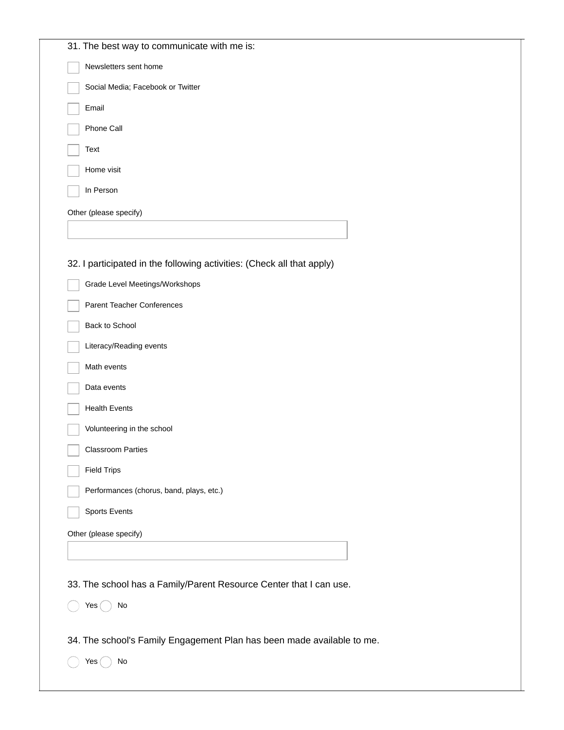31. The best way to communicate with me is:

- [ ] Newsletters sent home
- [ ] Social Media; Facebook or Twitter
- [ ] Email
- [ ] Phone Call
- [ ] Text
- [ ] Home visit
- [ ] In Person

Other (please specify)

32. I participated in the following activities: (Check all that apply)

- [ ] Grade Level Meetings/Workshops
- [ ] Parent Teacher Conferences
- [ ] Back to School
- [ ] Literacy/Reading events
- [ ] Math events
- [ ] Data events
- [ ] Health Events
- [ ] Volunteering in the school
- [ ] Classroom Parties
- [ ] Field Trips
- [ ] Performances (chorus, band, plays, etc.)
- [ ] Sports Events

Other (please specify)

33. The school has a Family/Parent Resource Center that I can use.

○ Yes ○ No

34. The school's Family Engagement Plan has been made available to me.

○ Yes ○ No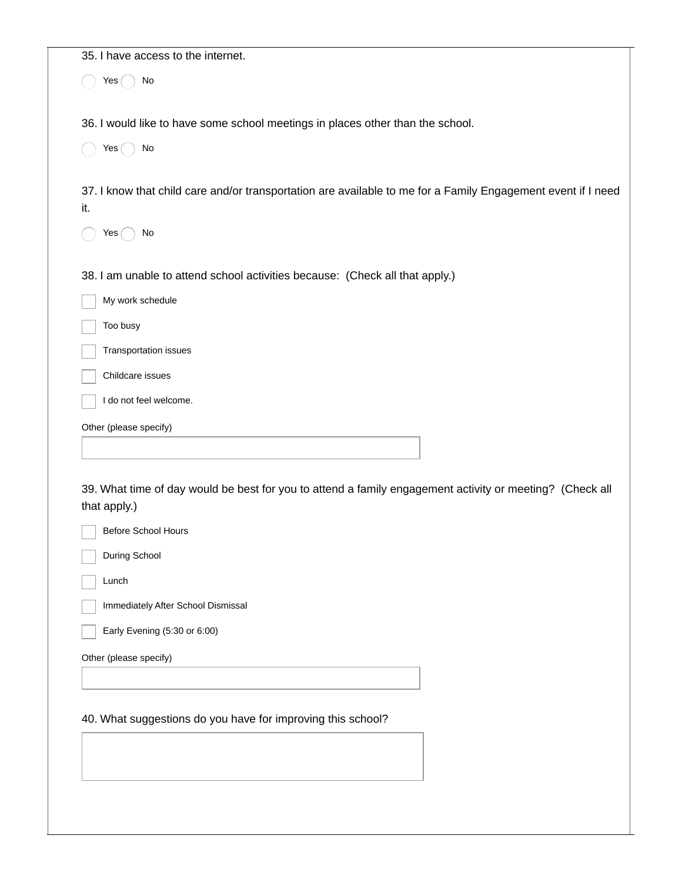35. I have access to the internet.

- ◯ Yes ◯ No

36. I would like to have some school meetings in places other than the school.

- ◯ Yes ◯ No

37. I know that child care and/or transportation are available to me for a Family Engagement event if I need it.

- ◯ Yes ◯ No

38. I am unable to attend school activities because: (Check all that apply.)

- [ ] My work schedule
- [ ] Too busy
- [ ] Transportation issues
- [ ] Childcare issues
- [ ] I do not feel welcome.

Other (please specify)

39. What time of day would be best for you to attend a family engagement activity or meeting? (Check all that apply.)

- [ ] Before School Hours
- [ ] During School
- [ ] Lunch
- [ ] Immediately After School Dismissal
- [ ] Early Evening (5:30 or 6:00)

Other (please specify)

40. What suggestions do you have for improving this school?